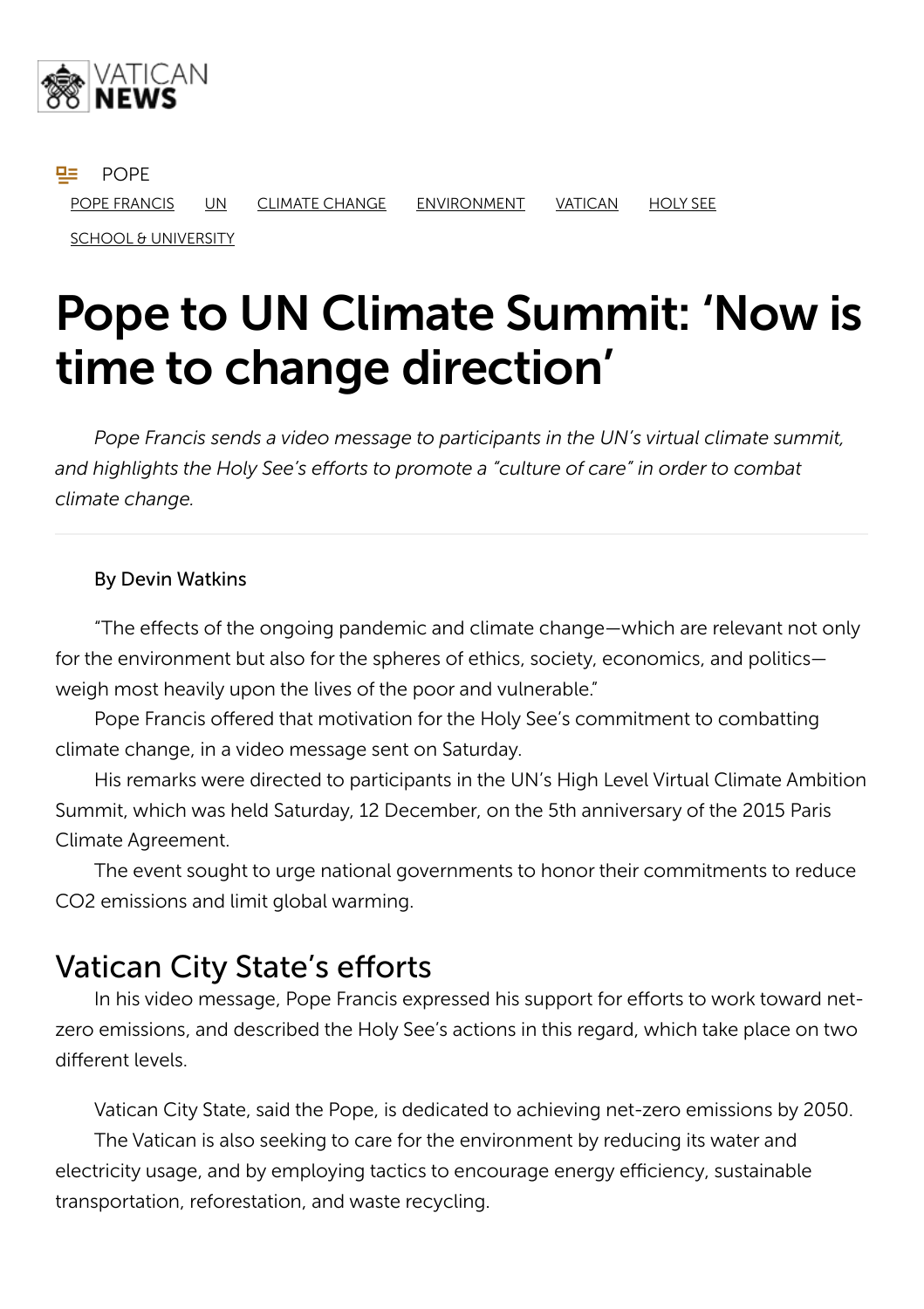VATICAN NEWS

POPE

POPE FRANCIS UN CLIMATE CHANGE ENVIRONMENT VATICAN HOLY SEE SCHOOL & UNIVERSITY

# Pope to UN Climate Summit: 'Now is time to change direction'

*Pope Francis sends a video message to participants in the UN's virtual climate summit, and highlights the Holy See's efforts to promote a "culture of care" in order to combat climate change.*

By Devin Watkins

"The effects of the ongoing pandemic and climate change—which are relevant not only for the environment but also for the spheres of ethics, society, economics, and politics—weigh most heavily upon the lives of the poor and vulnerable."

Pope Francis offered that motivation for the Holy See's commitment to combatting climate change, in a video message sent on Saturday.

His remarks were directed to participants in the UN's High Level Virtual Climate Ambition Summit, which was held Saturday, 12 December, on the 5th anniversary of the 2015 Paris Climate Agreement.

The event sought to urge national governments to honor their commitments to reduce $CO_2$ emissions and limit global warming.

## Vatican City State's efforts

In his video message, Pope Francis expressed his support for efforts to work toward net-zero emissions, and described the Holy See's actions in this regard, which take place on two different levels.

Vatican City State, said the Pope, is dedicated to achieving net-zero emissions by 2050.

The Vatican is also seeking to care for the environment by reducing its water and electricity usage, and by employing tactics to encourage energy efficiency, sustainable transportation, reforestation, and waste recycling.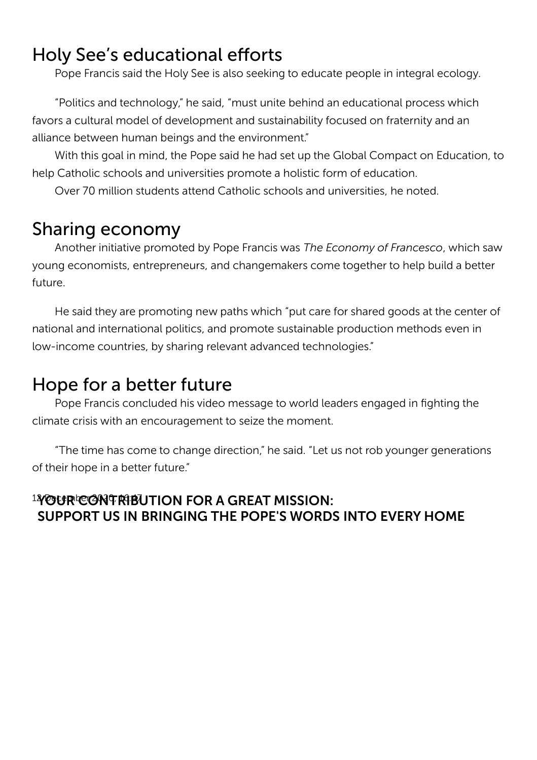## Holy See's educational efforts

Pope Francis said the Holy See is also seeking to educate people in integral ecology.

"Politics and technology," he said, "must unite behind an educational process which favors a cultural model of development and sustainability focused on fraternity and an alliance between human beings and the environment."

With this goal in mind, the Pope said he had set up the Global Compact on Education, to help Catholic schools and universities promote a holistic form of education.

Over 70 million students attend Catholic schools and universities, he noted.

## Sharing economy

Another initiative promoted by Pope Francis was *The Economy of Francesco*, which saw young economists, entrepreneurs, and changemakers come together to help build a better future.

He said they are promoting new paths which "put care for shared goods at the center of national and international politics, and promote sustainable production methods even in low-income countries, by sharing relevant advanced technologies."

## Hope for a better future

Pope Francis concluded his video message to world leaders engaged in fighting the climate crisis with an encouragement to seize the moment.

"The time has come to change direction," he said. "Let us not rob younger generations of their hope in a better future."

12 December 2020, 16:47

**YOUR CONTRIBUTION FOR A GREAT MISSION:**
**SUPPORT US IN BRINGING THE POPE'S WORDS INTO EVERY HOME**